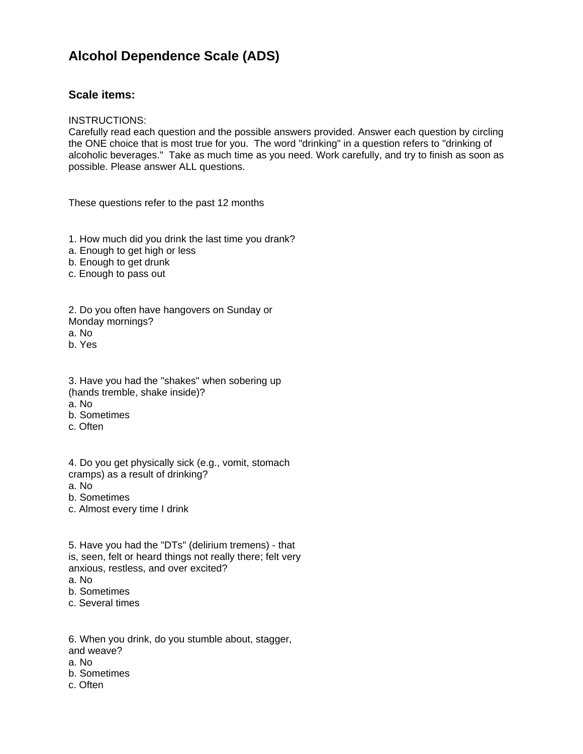# Alcohol Dependence Scale (ADS)

## Scale items:

INSTRUCTIONS:
Carefully read each question and the possible answers provided. Answer each question by circling the ONE choice that is most true for you. The word "drinking" in a question refers to "drinking of alcoholic beverages." Take as much time as you need. Work carefully, and try to finish as soon as possible. Please answer ALL questions.

These questions refer to the past 12 months

1. How much did you drink the last time you drank?
a. Enough to get high or less
b. Enough to get drunk
c. Enough to pass out

2. Do you often have hangovers on Sunday or Monday mornings?
a. No
b. Yes

3. Have you had the "shakes" when sobering up (hands tremble, shake inside)?
a. No
b. Sometimes
c. Often

4. Do you get physically sick (e.g., vomit, stomach cramps) as a result of drinking?
a. No
b. Sometimes
c. Almost every time I drink

5. Have you had the "DTs" (delirium tremens) - that is, seen, felt or heard things not really there; felt very anxious, restless, and over excited?
a. No
b. Sometimes
c. Several times

6. When you drink, do you stumble about, stagger, and weave?
a. No
b. Sometimes
c. Often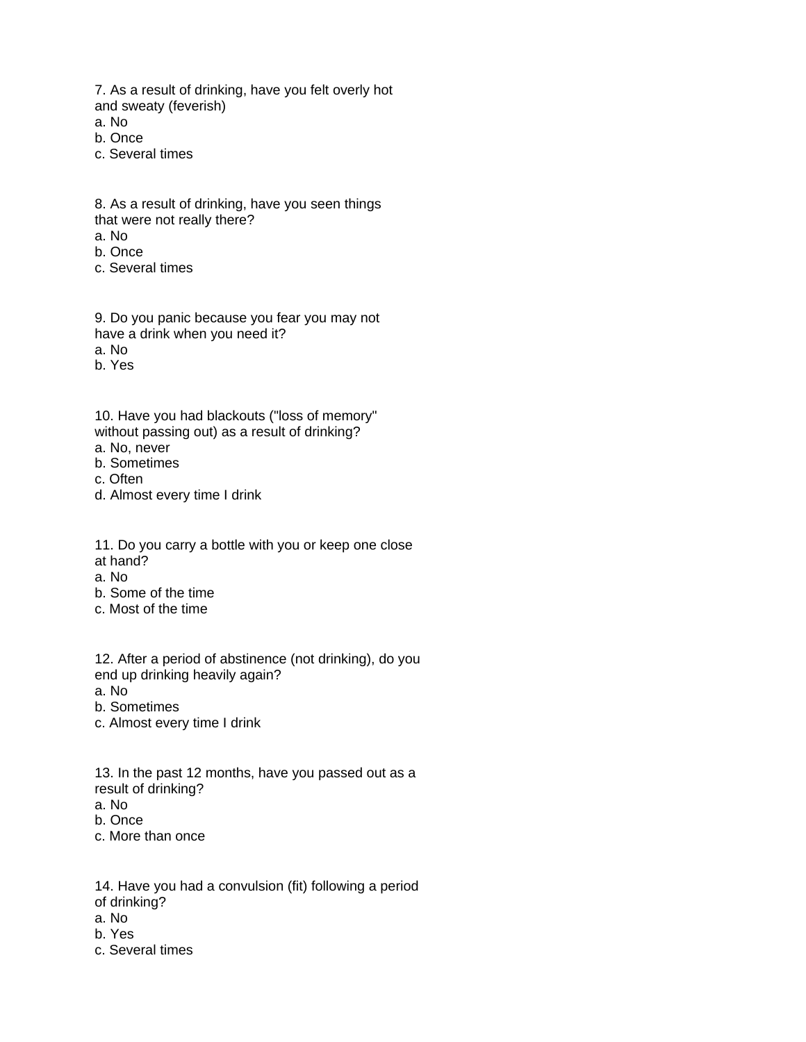7. As a result of drinking, have you felt overly hot and sweaty (feverish)

a. No
b. Once
c. Several times

8. As a result of drinking, have you seen things that were not really there?

a. No
b. Once
c. Several times

9. Do you panic because you fear you may not have a drink when you need it?

a. No
b. Yes

10. Have you had blackouts ("loss of memory" without passing out) as a result of drinking?

a. No, never
b. Sometimes
c. Often
d. Almost every time I drink

11. Do you carry a bottle with you or keep one close at hand?

a. No
b. Some of the time
c. Most of the time

12. After a period of abstinence (not drinking), do you end up drinking heavily again?

a. No
b. Sometimes
c. Almost every time I drink

13. In the past 12 months, have you passed out as a result of drinking?

a. No
b. Once
c. More than once

14. Have you had a convulsion (fit) following a period of drinking?

a. No
b. Yes
c. Several times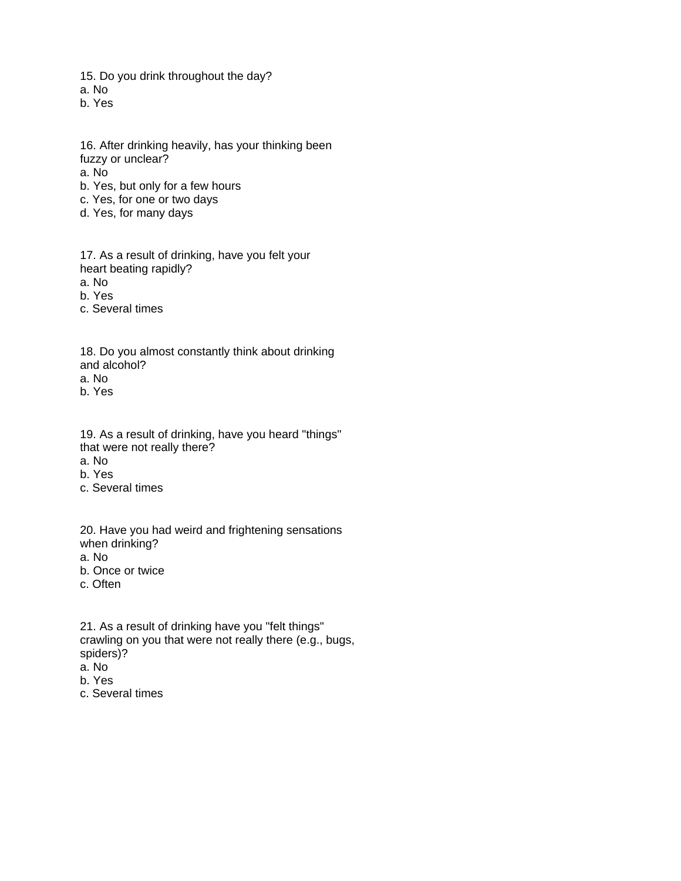15. Do you drink throughout the day?
a. No
b. Yes

16. After drinking heavily, has your thinking been fuzzy or unclear?
a. No
b. Yes, but only for a few hours
c. Yes, for one or two days
d. Yes, for many days

17. As a result of drinking, have you felt your heart beating rapidly?
a. No
b. Yes
c. Several times

18. Do you almost constantly think about drinking and alcohol?
a. No
b. Yes

19. As a result of drinking, have you heard "things" that were not really there?
a. No
b. Yes
c. Several times

20. Have you had weird and frightening sensations when drinking?
a. No
b. Once or twice
c. Often

21. As a result of drinking have you "felt things" crawling on you that were not really there (e.g., bugs, spiders)?
a. No
b. Yes
c. Several times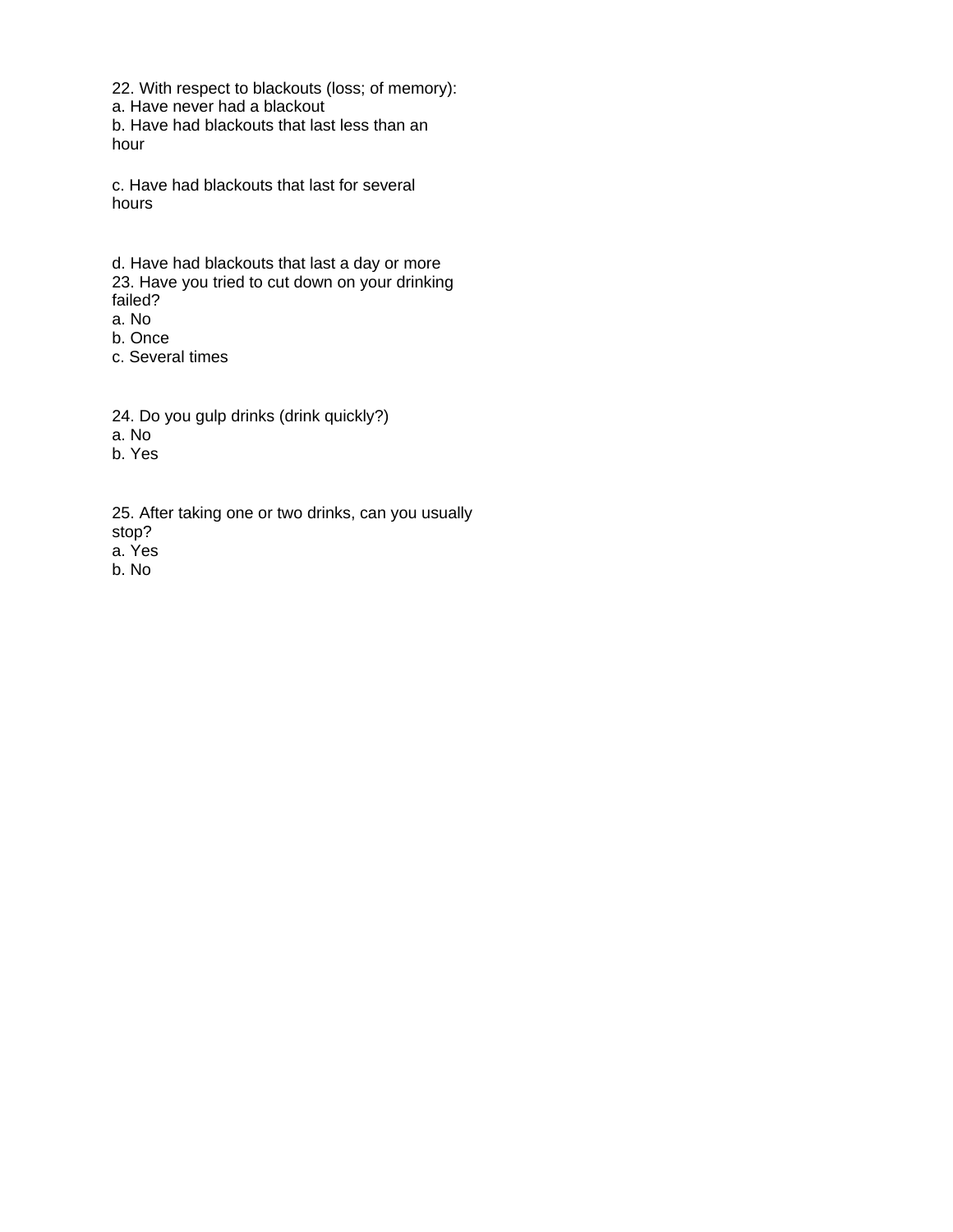22. With respect to blackouts (loss; of memory):
a. Have never had a blackout
b. Have had blackouts that last less than an hour

c. Have had blackouts that last for several hours

d. Have had blackouts that last a day or more

23. Have you tried to cut down on your drinking failed?
a. No
b. Once
c. Several times

24. Do you gulp drinks (drink quickly?)
a. No
b. Yes

25. After taking one or two drinks, can you usually stop?
a. Yes
b. No